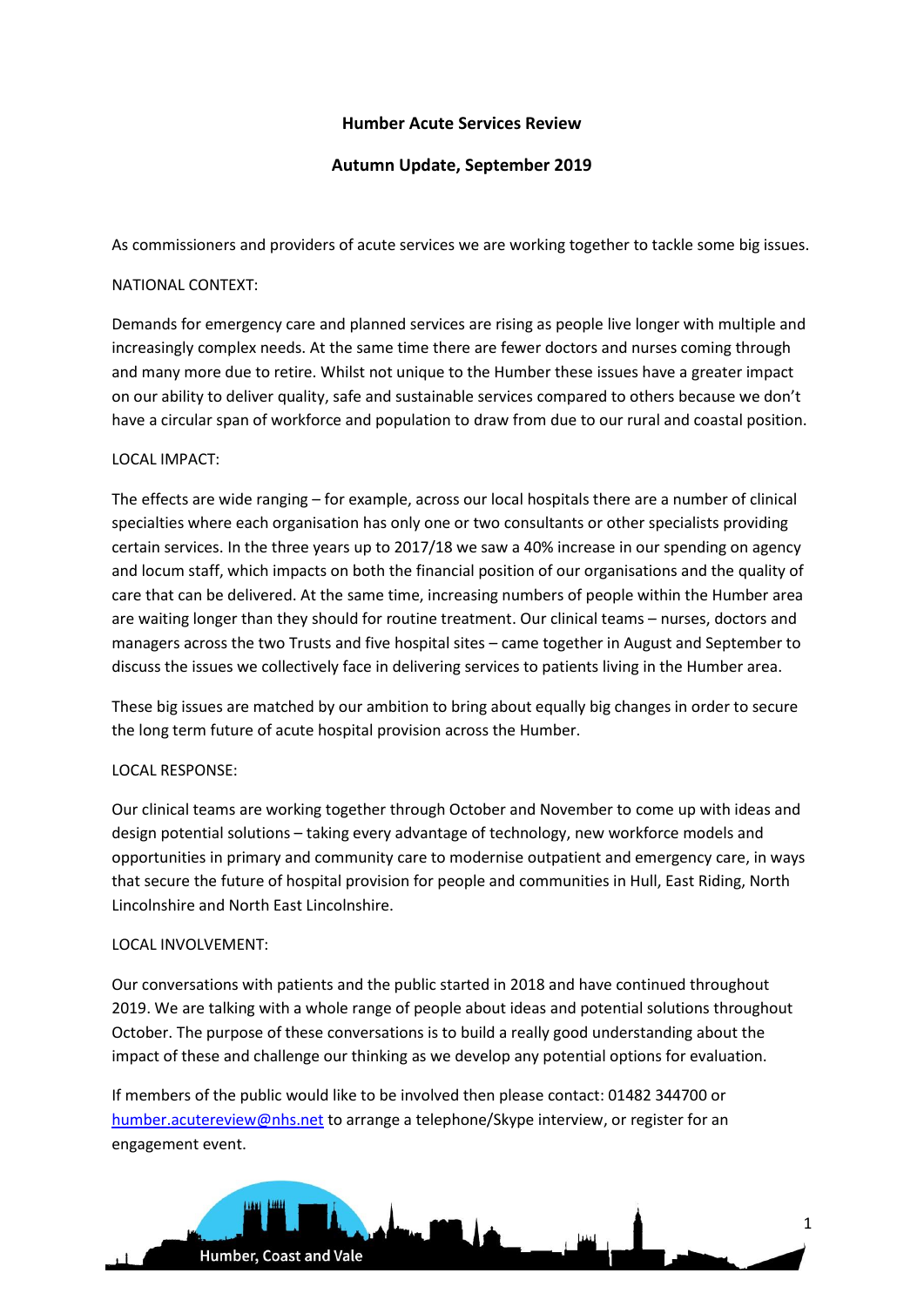# Humber Acute Services Review

## Autumn Update, September 2019

As commissioners and providers of acute services we are working together to tackle some big issues.

NATIONAL CONTEXT:

Demands for emergency care and planned services are rising as people live longer with multiple and increasingly complex needs. At the same time there are fewer doctors and nurses coming through and many more due to retire. Whilst not unique to the Humber these issues have a greater impact on our ability to deliver quality, safe and sustainable services compared to others because we don't have a circular span of workforce and population to draw from due to our rural and coastal position.

LOCAL IMPACT:

The effects are wide ranging – for example, across our local hospitals there are a number of clinical specialties where each organisation has only one or two consultants or other specialists providing certain services. In the three years up to 2017/18 we saw a 40% increase in our spending on agency and locum staff, which impacts on both the financial position of our organisations and the quality of care that can be delivered. At the same time, increasing numbers of people within the Humber area are waiting longer than they should for routine treatment. Our clinical teams – nurses, doctors and managers across the two Trusts and five hospital sites – came together in August and September to discuss the issues we collectively face in delivering services to patients living in the Humber area.

These big issues are matched by our ambition to bring about equally big changes in order to secure the long term future of acute hospital provision across the Humber.

LOCAL RESPONSE:

Our clinical teams are working together through October and November to come up with ideas and design potential solutions – taking every advantage of technology, new workforce models and opportunities in primary and community care to modernise outpatient and emergency care, in ways that secure the future of hospital provision for people and communities in Hull, East Riding, North Lincolnshire and North East Lincolnshire.

LOCAL INVOLVEMENT:

Our conversations with patients and the public started in 2018 and have continued throughout 2019. We are talking with a whole range of people about ideas and potential solutions throughout October. The purpose of these conversations is to build a really good understanding about the impact of these and challenge our thinking as we develop any potential options for evaluation.

If members of the public would like to be involved then please contact: 01482 344700 or [humber.acutereview@nhs.net](mailto:humber.acutereview@nhs.net) to arrange a telephone/Skype interview, or register for an engagement event.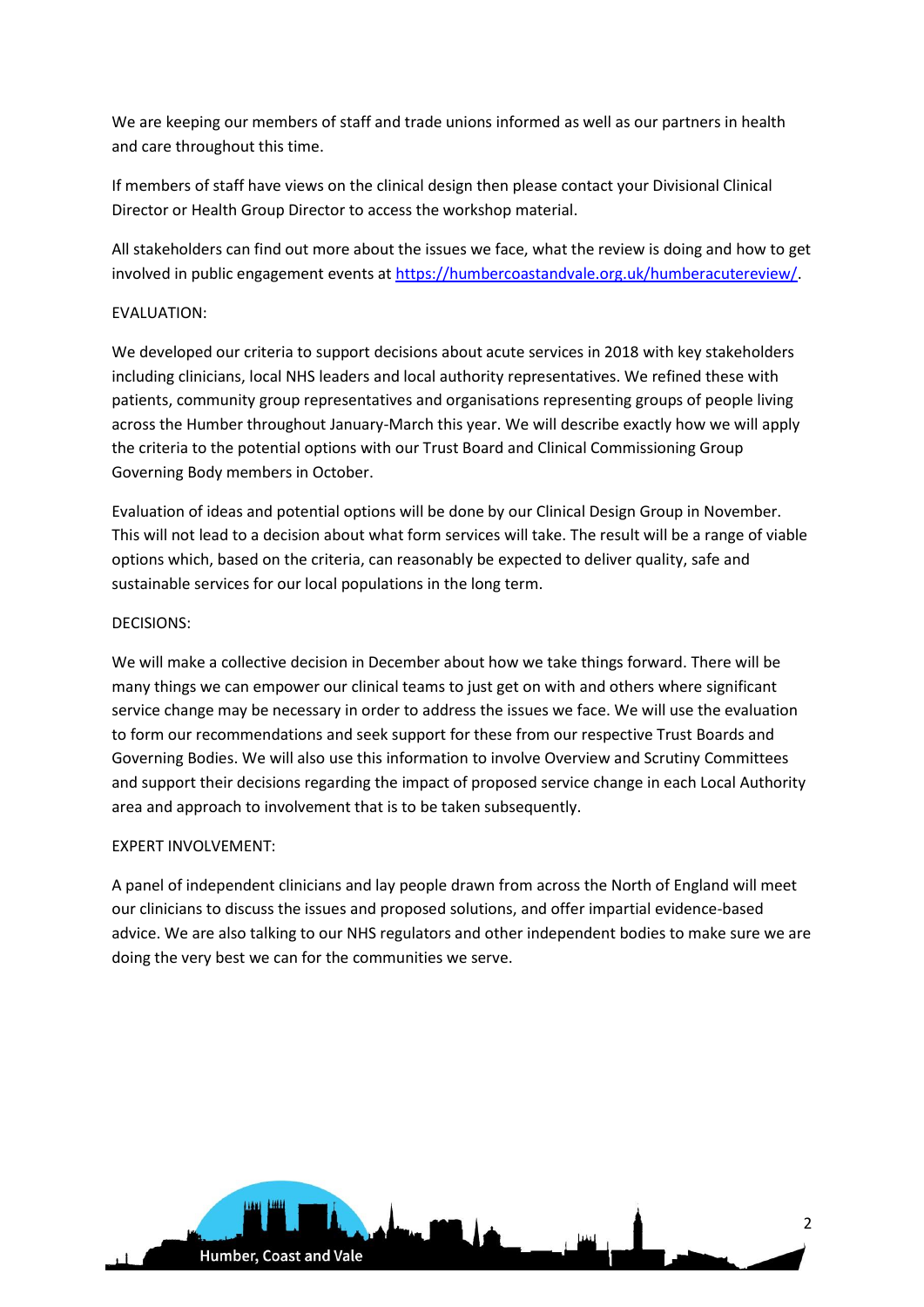We are keeping our members of staff and trade unions informed as well as our partners in health and care throughout this time.

If members of staff have views on the clinical design then please contact your Divisional Clinical Director or Health Group Director to access the workshop material.

All stakeholders can find out more about the issues we face, what the review is doing and how to get involved in public engagement events at https://humbercoastandvale.org.uk/humberacutereview/.

EVALUATION:

We developed our criteria to support decisions about acute services in 2018 with key stakeholders including clinicians, local NHS leaders and local authority representatives. We refined these with patients, community group representatives and organisations representing groups of people living across the Humber throughout January-March this year. We will describe exactly how we will apply the criteria to the potential options with our Trust Board and Clinical Commissioning Group Governing Body members in October.

Evaluation of ideas and potential options will be done by our Clinical Design Group in November. This will not lead to a decision about what form services will take. The result will be a range of viable options which, based on the criteria, can reasonably be expected to deliver quality, safe and sustainable services for our local populations in the long term.

DECISIONS:

We will make a collective decision in December about how we take things forward. There will be many things we can empower our clinical teams to just get on with and others where significant service change may be necessary in order to address the issues we face. We will use the evaluation to form our recommendations and seek support for these from our respective Trust Boards and Governing Bodies. We will also use this information to involve Overview and Scrutiny Committees and support their decisions regarding the impact of proposed service change in each Local Authority area and approach to involvement that is to be taken subsequently.

EXPERT INVOLVEMENT:

A panel of independent clinicians and lay people drawn from across the North of England will meet our clinicians to discuss the issues and proposed solutions, and offer impartial evidence-based advice. We are also talking to our NHS regulators and other independent bodies to make sure we are doing the very best we can for the communities we serve.